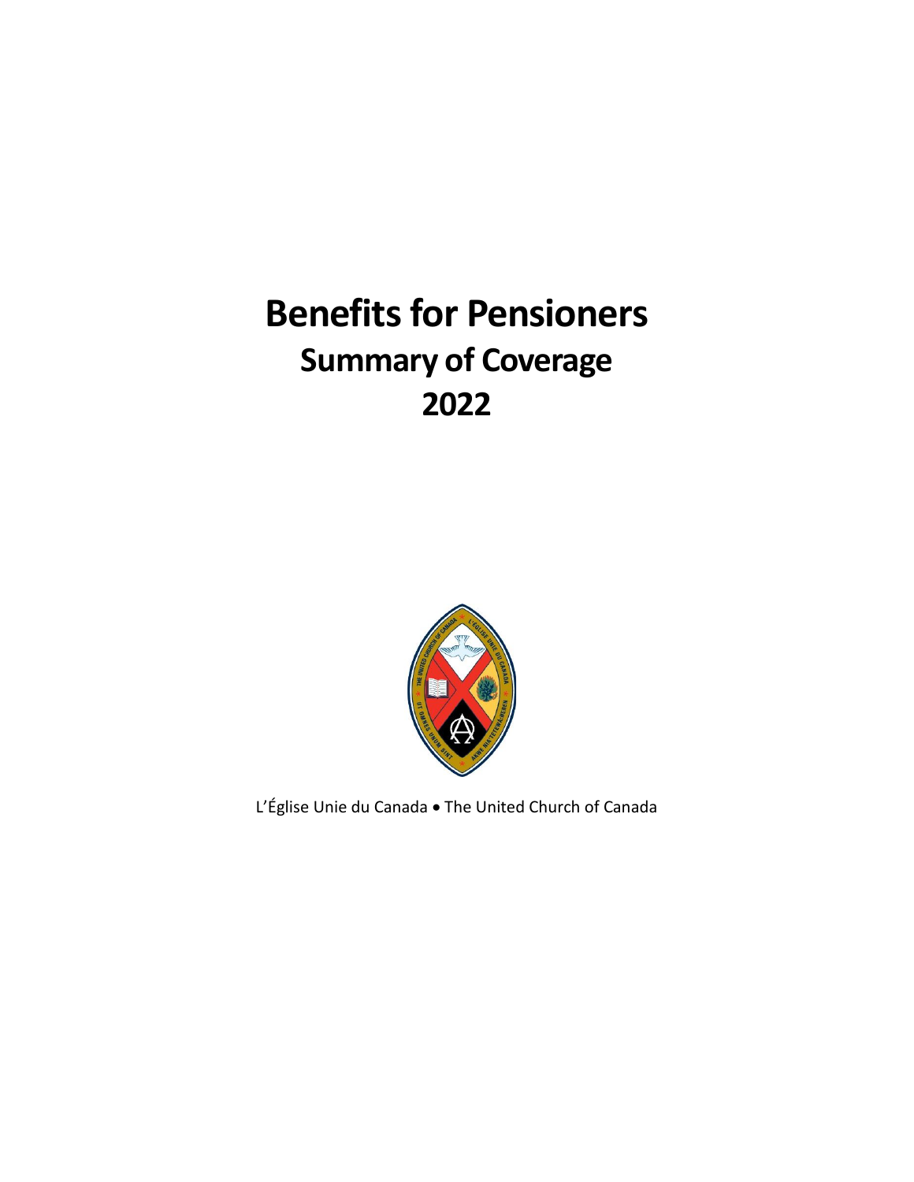# Benefits for Pensioners

## Summary of Coverage

## 2022

L'Église Unie du Canada • The United Church of Canada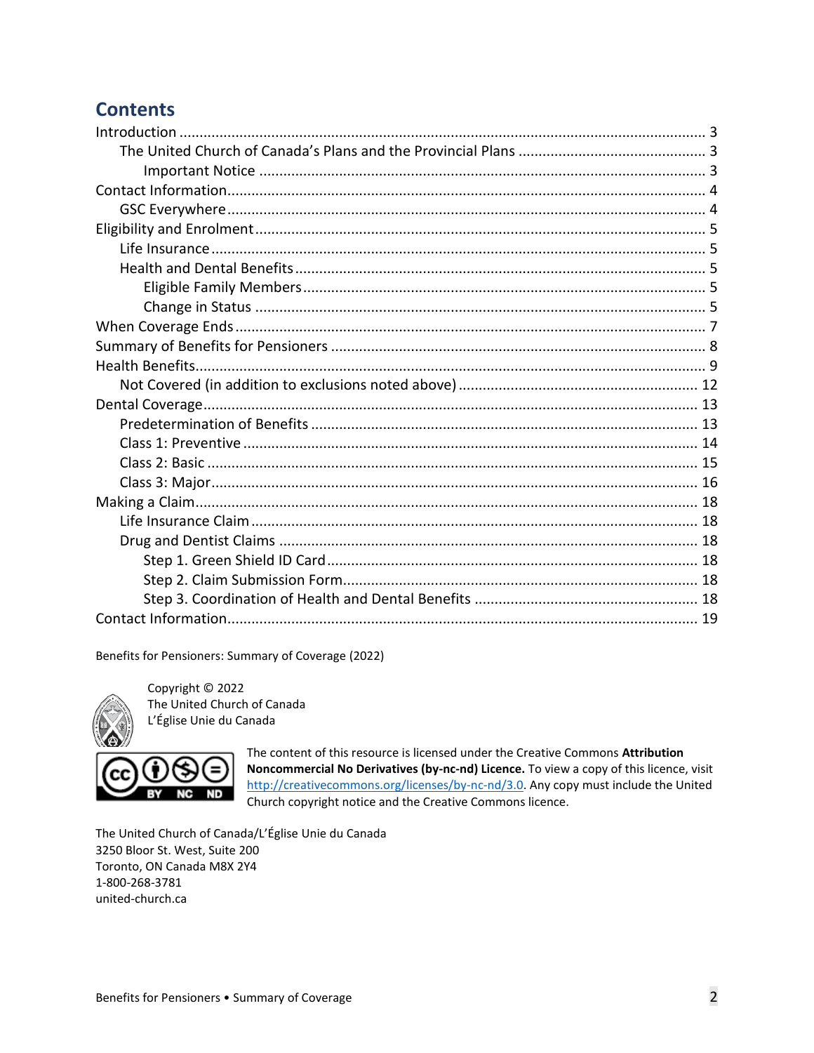# Contents

- Introduction ... 3
  - The United Church of Canada's Plans and the Provincial Plans ... 3
    - Important Notice ... 3
- Contact Information ... 4
  - GSC Everywhere ... 4
- Eligibility and Enrolment ... 5
  - Life Insurance ... 5
  - Health and Dental Benefits ... 5
    - Eligible Family Members ... 5
    - Change in Status ... 5
- When Coverage Ends ... 7
- Summary of Benefits for Pensioners ... 8
- Health Benefits ... 9
  - Not Covered (in addition to exclusions noted above) ... 12
- Dental Coverage ... 13
  - Predetermination of Benefits ... 13
  - Class 1: Preventive ... 14
  - Class 2: Basic ... 15
  - Class 3: Major ... 16
- Making a Claim ... 18
  - Life Insurance Claim ... 18
  - Drug and Dentist Claims ... 18
    - Step 1. Green Shield ID Card ... 18
    - Step 2. Claim Submission Form ... 18
    - Step 3. Coordination of Health and Dental Benefits ... 18
- Contact Information ... 19

Benefits for Pensioners: Summary of Coverage (2022)

Copyright © 2022
The United Church of Canada
L'Église Unie du Canada

The content of this resource is licensed under the Creative Commons **Attribution Noncommercial No Derivatives (by-nc-nd) Licence.** To view a copy of this licence, visit http://creativecommons.org/licenses/by-nc-nd/3.0. Any copy must include the United Church copyright notice and the Creative Commons licence.

The United Church of Canada/L'Église Unie du Canada
3250 Bloor St. West, Suite 200
Toronto, ON Canada M8X 2Y4
1-800-268-3781
united-church.ca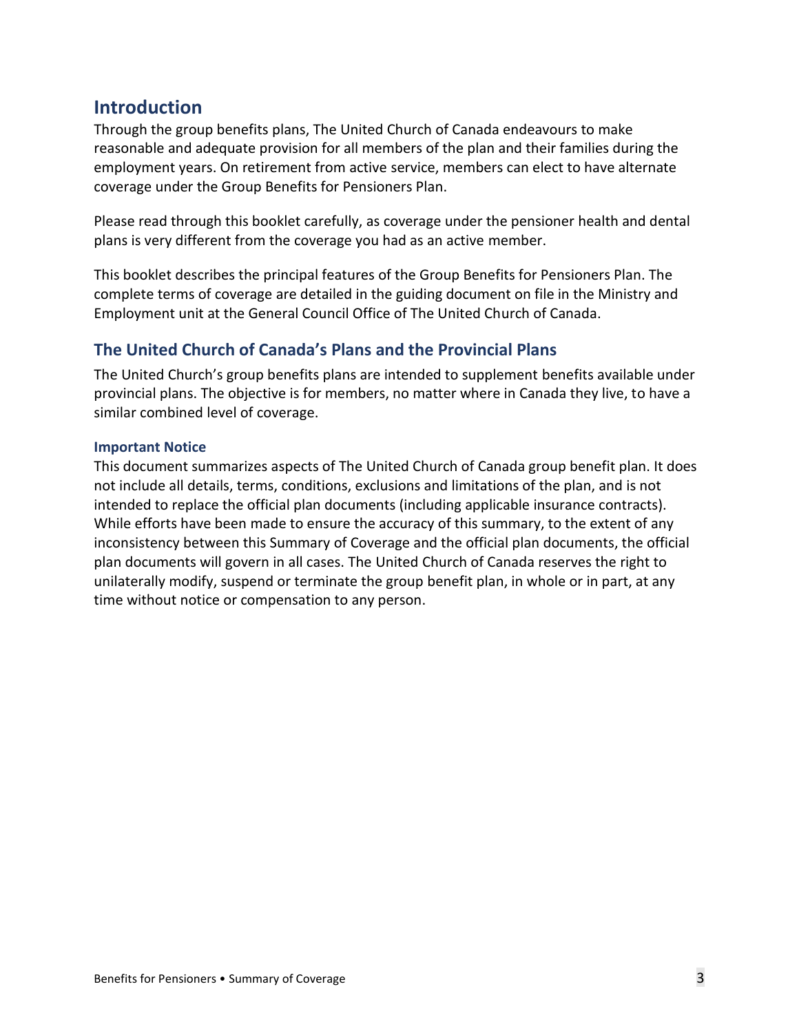## Introduction

Through the group benefits plans, The United Church of Canada endeavours to make reasonable and adequate provision for all members of the plan and their families during the employment years. On retirement from active service, members can elect to have alternate coverage under the Group Benefits for Pensioners Plan.

Please read through this booklet carefully, as coverage under the pensioner health and dental plans is very different from the coverage you had as an active member.

This booklet describes the principal features of the Group Benefits for Pensioners Plan. The complete terms of coverage are detailed in the guiding document on file in the Ministry and Employment unit at the General Council Office of The United Church of Canada.

### The United Church of Canada's Plans and the Provincial Plans

The United Church's group benefits plans are intended to supplement benefits available under provincial plans. The objective is for members, no matter where in Canada they live, to have a similar combined level of coverage.

#### Important Notice

This document summarizes aspects of The United Church of Canada group benefit plan. It does not include all details, terms, conditions, exclusions and limitations of the plan, and is not intended to replace the official plan documents (including applicable insurance contracts). While efforts have been made to ensure the accuracy of this summary, to the extent of any inconsistency between this Summary of Coverage and the official plan documents, the official plan documents will govern in all cases. The United Church of Canada reserves the right to unilaterally modify, suspend or terminate the group benefit plan, in whole or in part, at any time without notice or compensation to any person.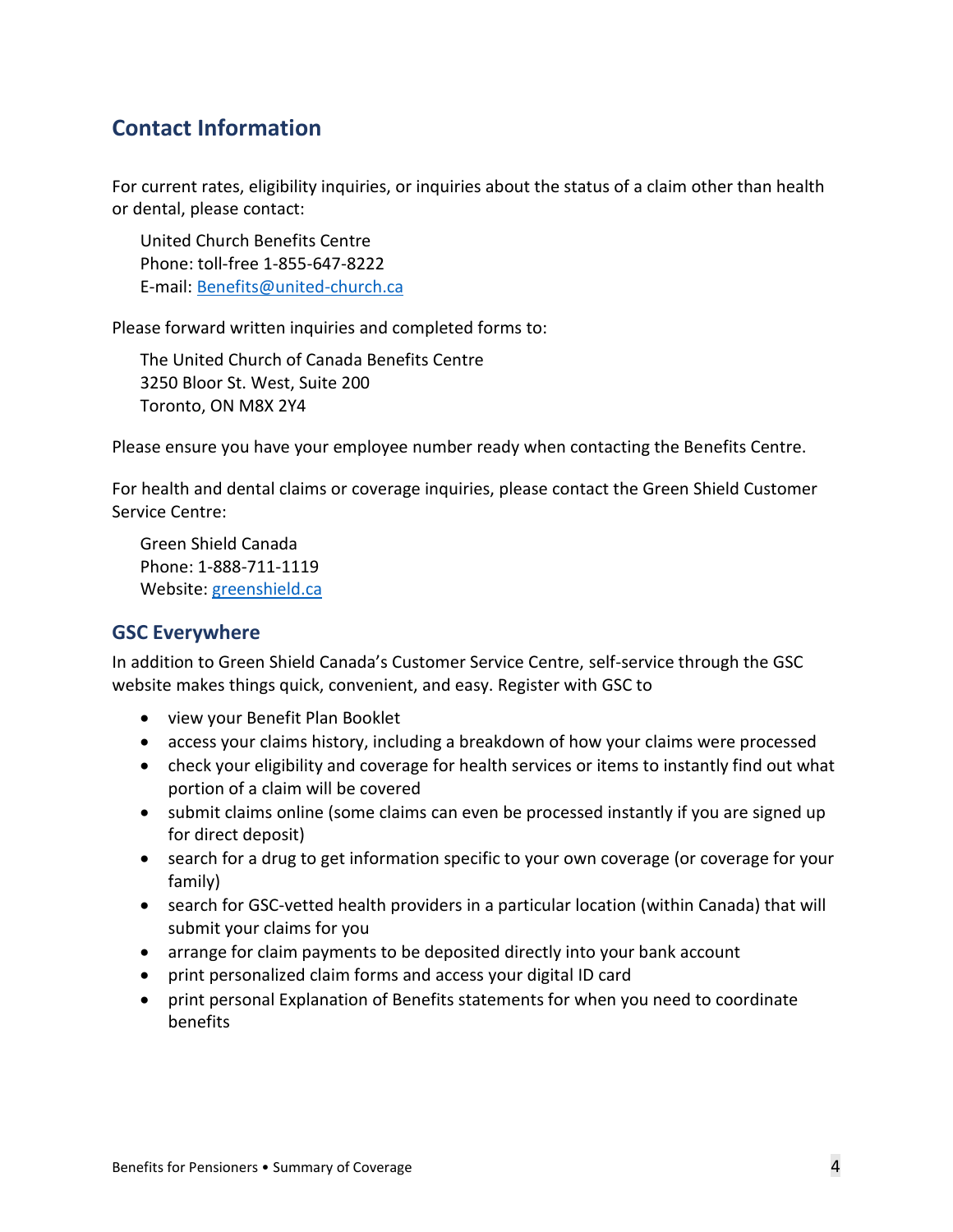## Contact Information

For current rates, eligibility inquiries, or inquiries about the status of a claim other than health or dental, please contact:

United Church Benefits Centre
Phone: toll-free 1-855-647-8222
E-mail: [Benefits@united-church.ca](mailto:Benefits@united-church.ca)

Please forward written inquiries and completed forms to:

The United Church of Canada Benefits Centre
3250 Bloor St. West, Suite 200
Toronto, ON M8X 2Y4

Please ensure you have your employee number ready when contacting the Benefits Centre.

For health and dental claims or coverage inquiries, please contact the Green Shield Customer Service Centre:

Green Shield Canada
Phone: 1-888-711-1119
Website: [greenshield.ca](https://greenshield.ca)

### GSC Everywhere

In addition to Green Shield Canada's Customer Service Centre, self-service through the GSC website makes things quick, convenient, and easy. Register with GSC to

- view your Benefit Plan Booklet
- access your claims history, including a breakdown of how your claims were processed
- check your eligibility and coverage for health services or items to instantly find out what portion of a claim will be covered
- submit claims online (some claims can even be processed instantly if you are signed up for direct deposit)
- search for a drug to get information specific to your own coverage (or coverage for your family)
- search for GSC-vetted health providers in a particular location (within Canada) that will submit your claims for you
- arrange for claim payments to be deposited directly into your bank account
- print personalized claim forms and access your digital ID card
- print personal Explanation of Benefits statements for when you need to coordinate benefits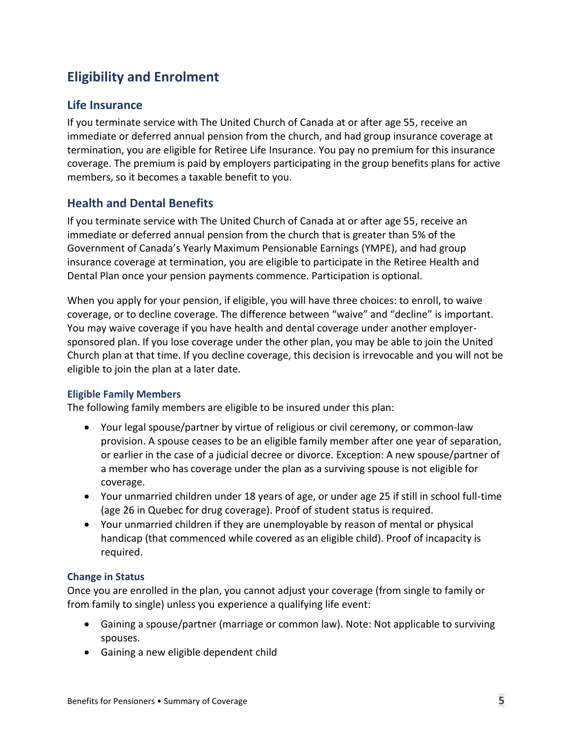# Eligibility and Enrolment

## Life Insurance

If you terminate service with The United Church of Canada at or after age 55, receive an immediate or deferred annual pension from the church, and had group insurance coverage at termination, you are eligible for Retiree Life Insurance. You pay no premium for this insurance coverage. The premium is paid by employers participating in the group benefits plans for active members, so it becomes a taxable benefit to you.

## Health and Dental Benefits

If you terminate service with The United Church of Canada at or after age 55, receive an immediate or deferred annual pension from the church that is greater than 5% of the Government of Canada's Yearly Maximum Pensionable Earnings (YMPE), and had group insurance coverage at termination, you are eligible to participate in the Retiree Health and Dental Plan once your pension payments commence. Participation is optional.

When you apply for your pension, if eligible, you will have three choices: to enroll, to waive coverage, or to decline coverage. The difference between "waive" and "decline" is important. You may waive coverage if you have health and dental coverage under another employer-sponsored plan. If you lose coverage under the other plan, you may be able to join the United Church plan at that time. If you decline coverage, this decision is irrevocable and you will not be eligible to join the plan at a later date.

### Eligible Family Members

The following family members are eligible to be insured under this plan:

- Your legal spouse/partner by virtue of religious or civil ceremony, or common-law provision. A spouse ceases to be an eligible family member after one year of separation, or earlier in the case of a judicial decree or divorce. Exception: A new spouse/partner of a member who has coverage under the plan as a surviving spouse is not eligible for coverage.
- Your unmarried children under 18 years of age, or under age 25 if still in school full-time (age 26 in Quebec for drug coverage). Proof of student status is required.
- Your unmarried children if they are unemployable by reason of mental or physical handicap (that commenced while covered as an eligible child). Proof of incapacity is required.

### Change in Status

Once you are enrolled in the plan, you cannot adjust your coverage (from single to family or from family to single) unless you experience a qualifying life event:

- Gaining a spouse/partner (marriage or common law). Note: Not applicable to surviving spouses.
- Gaining a new eligible dependent child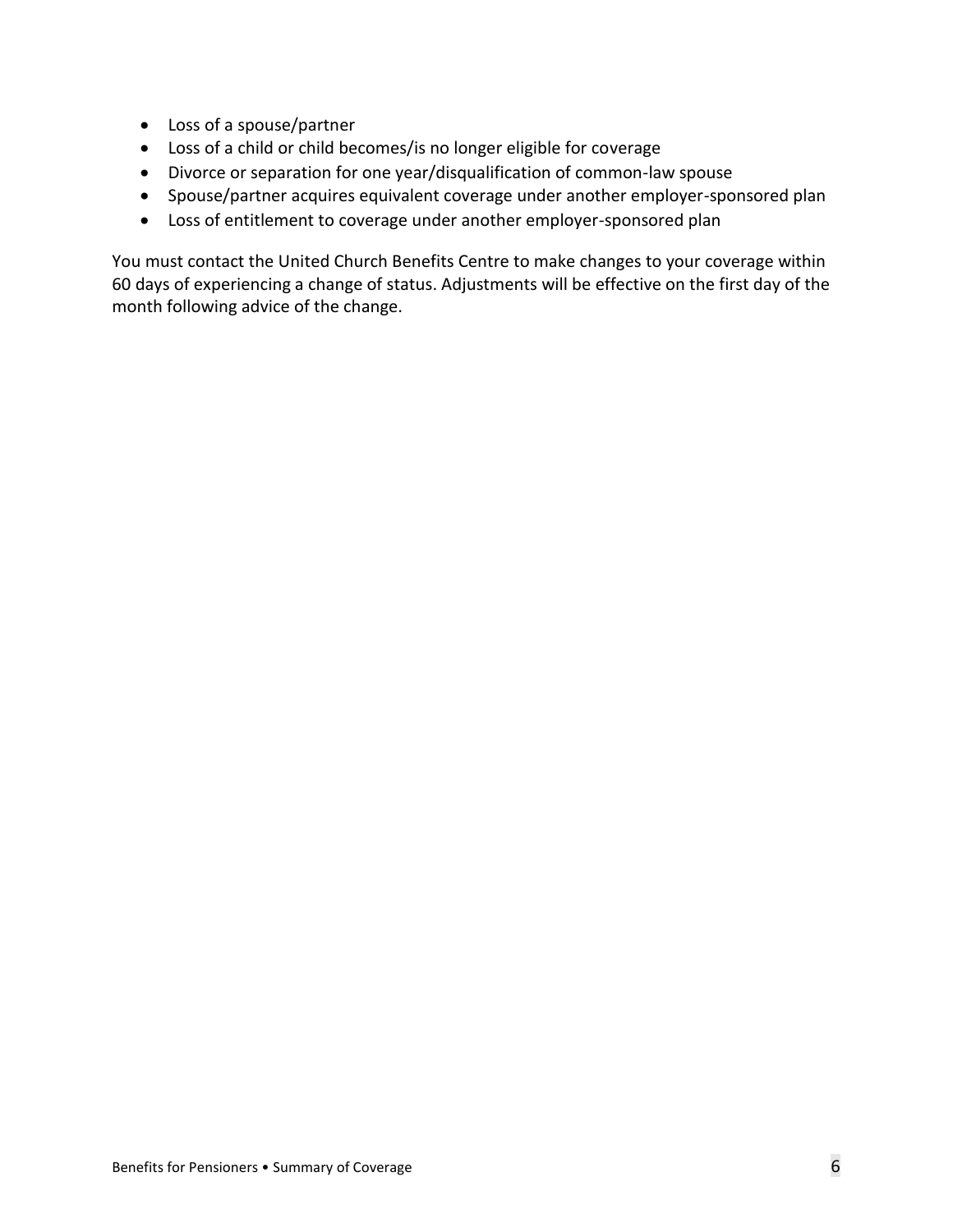- Loss of a spouse/partner
- Loss of a child or child becomes/is no longer eligible for coverage
- Divorce or separation for one year/disqualification of common-law spouse
- Spouse/partner acquires equivalent coverage under another employer-sponsored plan
- Loss of entitlement to coverage under another employer-sponsored plan

You must contact the United Church Benefits Centre to make changes to your coverage within 60 days of experiencing a change of status. Adjustments will be effective on the first day of the month following advice of the change.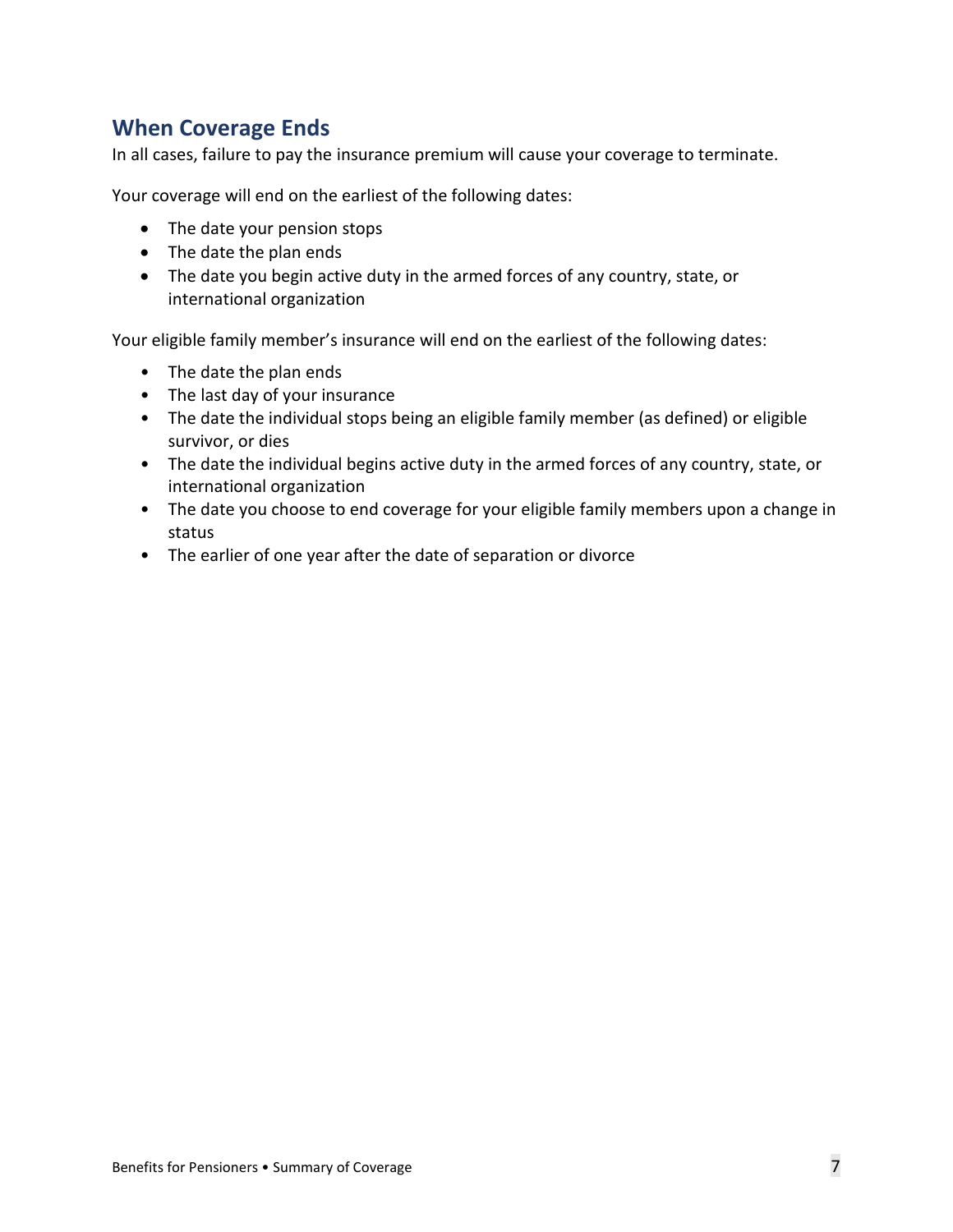## When Coverage Ends

In all cases, failure to pay the insurance premium will cause your coverage to terminate.

Your coverage will end on the earliest of the following dates:

- The date your pension stops
- The date the plan ends
- The date you begin active duty in the armed forces of any country, state, or international organization

Your eligible family member's insurance will end on the earliest of the following dates:

- The date the plan ends
- The last day of your insurance
- The date the individual stops being an eligible family member (as defined) or eligible survivor, or dies
- The date the individual begins active duty in the armed forces of any country, state, or international organization
- The date you choose to end coverage for your eligible family members upon a change in status
- The earlier of one year after the date of separation or divorce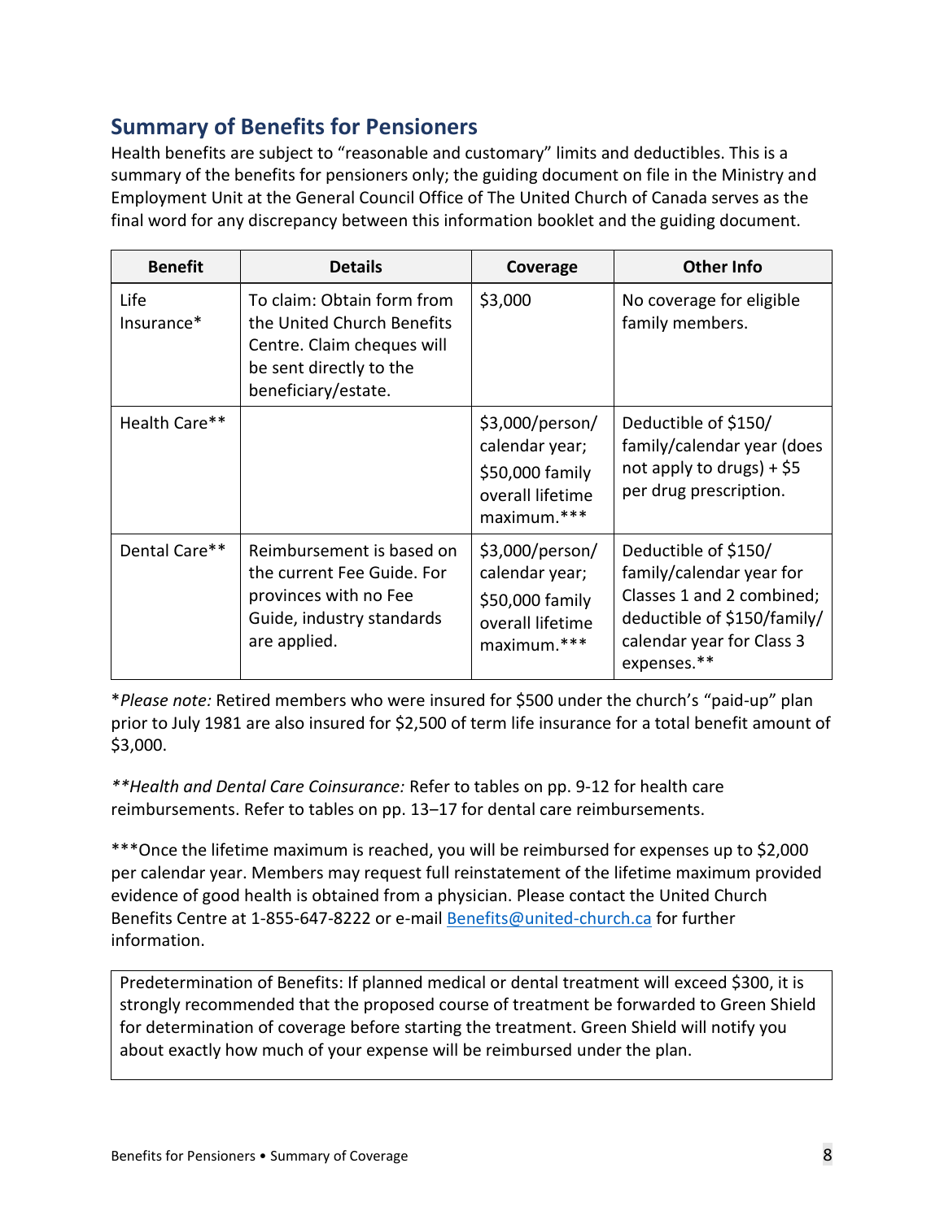## Summary of Benefits for Pensioners

Health benefits are subject to "reasonable and customary" limits and deductibles. This is a summary of the benefits for pensioners only; the guiding document on file in the Ministry and Employment Unit at the General Council Office of The United Church of Canada serves as the final word for any discrepancy between this information booklet and the guiding document.

| Benefit | Details | Coverage | Other Info |
|---|---|---|---|
| Life Insurance* | To claim: Obtain form from the United Church Benefits Centre. Claim cheques will be sent directly to the beneficiary/estate. | $3,000 | No coverage for eligible family members. |
| Health Care** | | $3,000/person/ calendar year; $50,000 family overall lifetime maximum.*** | Deductible of $150/ family/calendar year (does not apply to drugs) + $5 per drug prescription. |
| Dental Care** | Reimbursement is based on the current Fee Guide. For provinces with no Fee Guide, industry standards are applied. | $3,000/person/ calendar year; $50,000 family overall lifetime maximum.*** | Deductible of $150/ family/calendar year for Classes 1 and 2 combined; deductible of $150/family/ calendar year for Class 3 expenses.** |

**Please note:* Retired members who were insured for $500 under the church's "paid-up" plan prior to July 1981 are also insured for $2,500 of term life insurance for a total benefit amount of $3,000.

***Health and Dental Care Coinsurance:* Refer to tables on pp. 9-12 for health care reimbursements. Refer to tables on pp. 13–17 for dental care reimbursements.

***Once the lifetime maximum is reached, you will be reimbursed for expenses up to $2,000 per calendar year. Members may request full reinstatement of the lifetime maximum provided evidence of good health is obtained from a physician. Please contact the United Church Benefits Centre at 1-855-647-8222 or e-mail Benefits@united-church.ca for further information.

Predetermination of Benefits: If planned medical or dental treatment will exceed $300, it is strongly recommended that the proposed course of treatment be forwarded to Green Shield for determination of coverage before starting the treatment. Green Shield will notify you about exactly how much of your expense will be reimbursed under the plan.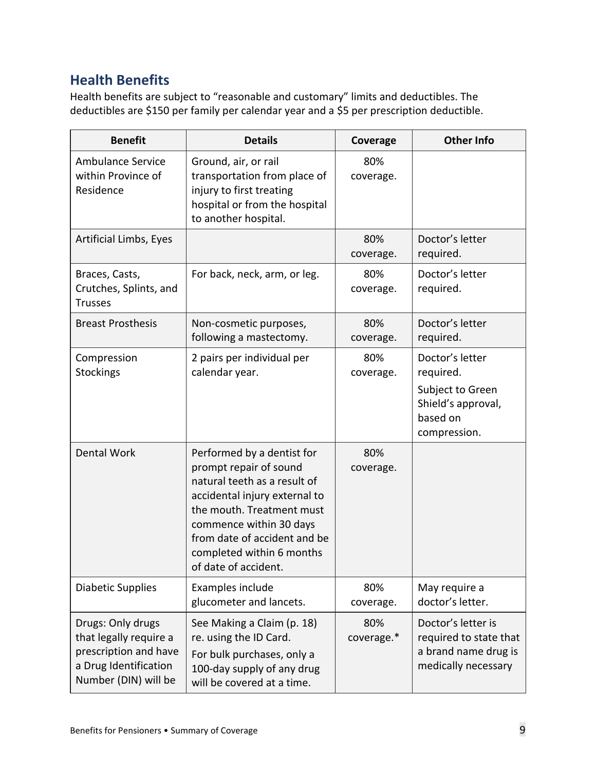## Health Benefits

Health benefits are subject to "reasonable and customary" limits and deductibles. The deductibles are $150 per family per calendar year and a $5 per prescription deductible.

| Benefit | Details | Coverage | Other Info |
|---|---|---|---|
| Ambulance Service within Province of Residence | Ground, air, or rail transportation from place of injury to first treating hospital or from the hospital to another hospital. | 80% coverage. | |
| Artificial Limbs, Eyes | | 80% coverage. | Doctor's letter required. |
| Braces, Casts, Crutches, Splints, and Trusses | For back, neck, arm, or leg. | 80% coverage. | Doctor's letter required. |
| Breast Prosthesis | Non-cosmetic purposes, following a mastectomy. | 80% coverage. | Doctor's letter required. |
| Compression Stockings | 2 pairs per individual per calendar year. | 80% coverage. | Doctor's letter required. Subject to Green Shield's approval, based on compression. |
| Dental Work | Performed by a dentist for prompt repair of sound natural teeth as a result of accidental injury external to the mouth. Treatment must commence within 30 days from date of accident and be completed within 6 months of date of accident. | 80% coverage. | |
| Diabetic Supplies | Examples include glucometer and lancets. | 80% coverage. | May require a doctor's letter. |
| Drugs: Only drugs that legally require a prescription and have a Drug Identification Number (DIN) will be | See Making a Claim (p. 18) re. using the ID Card. For bulk purchases, only a 100-day supply of any drug will be covered at a time. | 80% coverage.* | Doctor's letter is required to state that a brand name drug is medically necessary |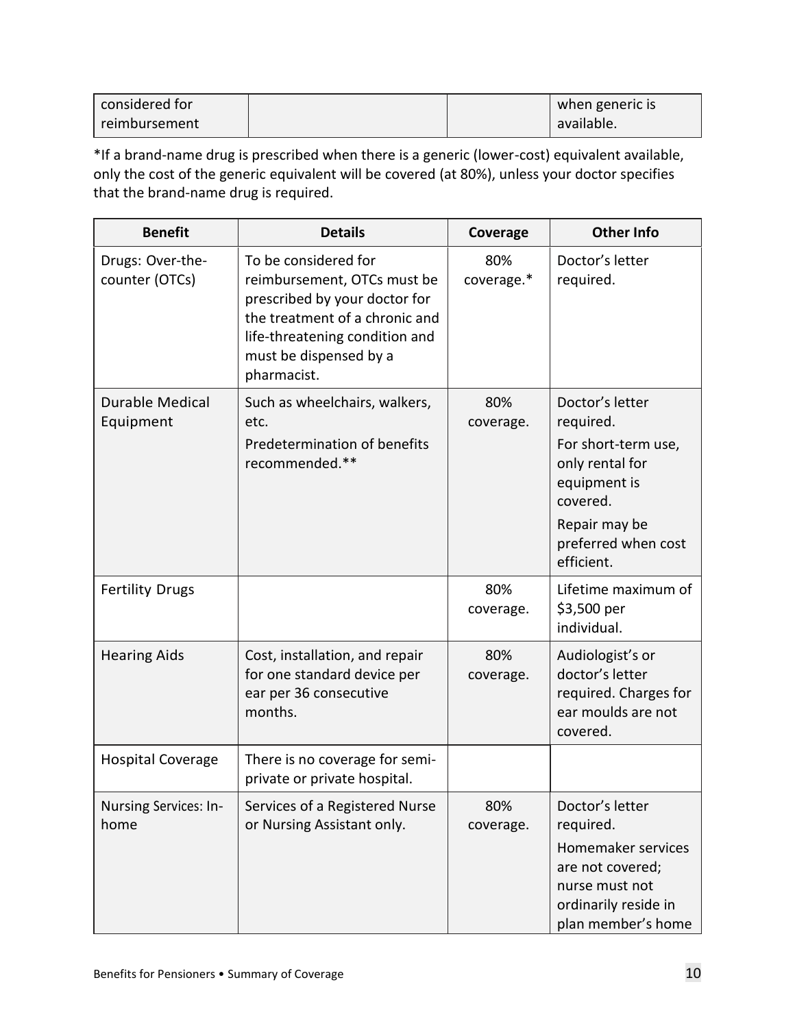| considered for reimbursement | | | when generic is available. |
|---|---|---|---|

*If a brand-name drug is prescribed when there is a generic (lower-cost) equivalent available, only the cost of the generic equivalent will be covered (at 80%), unless your doctor specifies that the brand-name drug is required.

| Benefit | Details | Coverage | Other Info |
|---|---|---|---|
| Drugs: Over-the-counter (OTCs) | To be considered for reimbursement, OTCs must be prescribed by your doctor for the treatment of a chronic and life-threatening condition and must be dispensed by a pharmacist. | 80% coverage.* | Doctor's letter required. |
| Durable Medical Equipment | Such as wheelchairs, walkers, etc.<br>Predetermination of benefits recommended.** | 80% coverage. | Doctor's letter required.<br>For short-term use, only rental for equipment is covered.<br>Repair may be preferred when cost efficient. |
| Fertility Drugs | | 80% coverage. | Lifetime maximum of $3,500 per individual. |
| Hearing Aids | Cost, installation, and repair for one standard device per ear per 36 consecutive months. | 80% coverage. | Audiologist's or doctor's letter required. Charges for ear moulds are not covered. |
| Hospital Coverage | There is no coverage for semi-private or private hospital. | | |
| Nursing Services: In-home | Services of a Registered Nurse or Nursing Assistant only. | 80% coverage. | Doctor's letter required.<br>Homemaker services are not covered; nurse must not ordinarily reside in plan member's home |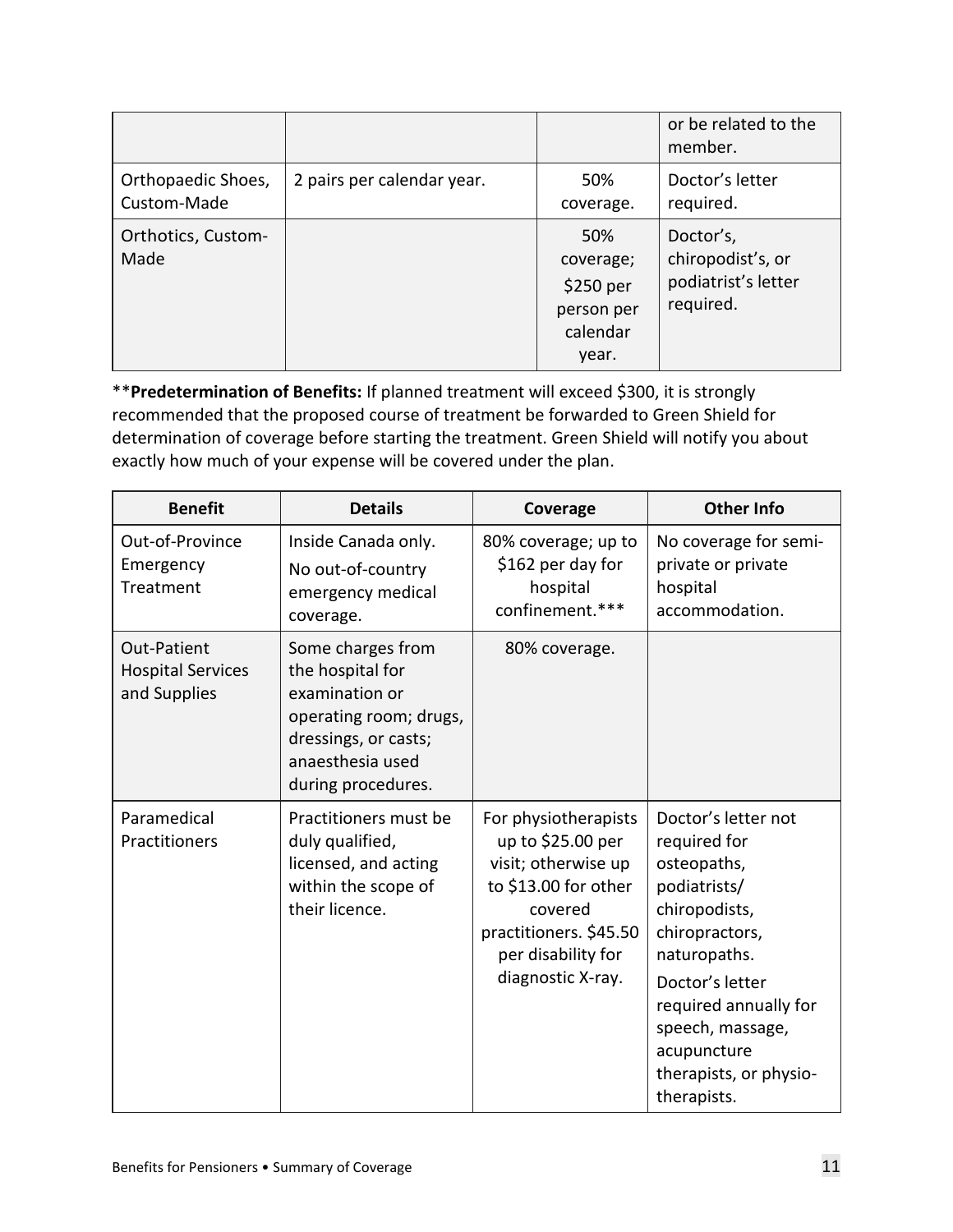| | | | |
|---|---|---|---|
| | | | or be related to the member. |
| Orthopaedic Shoes, Custom-Made | 2 pairs per calendar year. | 50% coverage. | Doctor's letter required. |
| Orthotics, Custom-Made | | 50% coverage; $250 per person per calendar year. | Doctor's, chiropodist's, or podiatrist's letter required. |

**Predetermination of Benefits:** If planned treatment will exceed $300, it is strongly recommended that the proposed course of treatment be forwarded to Green Shield for determination of coverage before starting the treatment. Green Shield will notify you about exactly how much of your expense will be covered under the plan.

| Benefit | Details | Coverage | Other Info |
|---|---|---|---|
| Out-of-Province Emergency Treatment | Inside Canada only. No out-of-country emergency medical coverage. | 80% coverage; up to $162 per day for hospital confinement.*** | No coverage for semi-private or private hospital accommodation. |
| Out-Patient Hospital Services and Supplies | Some charges from the hospital for examination or operating room; drugs, dressings, or casts; anaesthesia used during procedures. | 80% coverage. | |
| Paramedical Practitioners | Practitioners must be duly qualified, licensed, and acting within the scope of their licence. | For physiotherapists up to $25.00 per visit; otherwise up to $13.00 for other covered practitioners. $45.50 per disability for diagnostic X-ray. | Doctor's letter not required for osteopaths, podiatrists/ chiropodists, chiropractors, naturopaths. Doctor's letter required annually for speech, massage, acupuncture therapists, or physio-therapists. |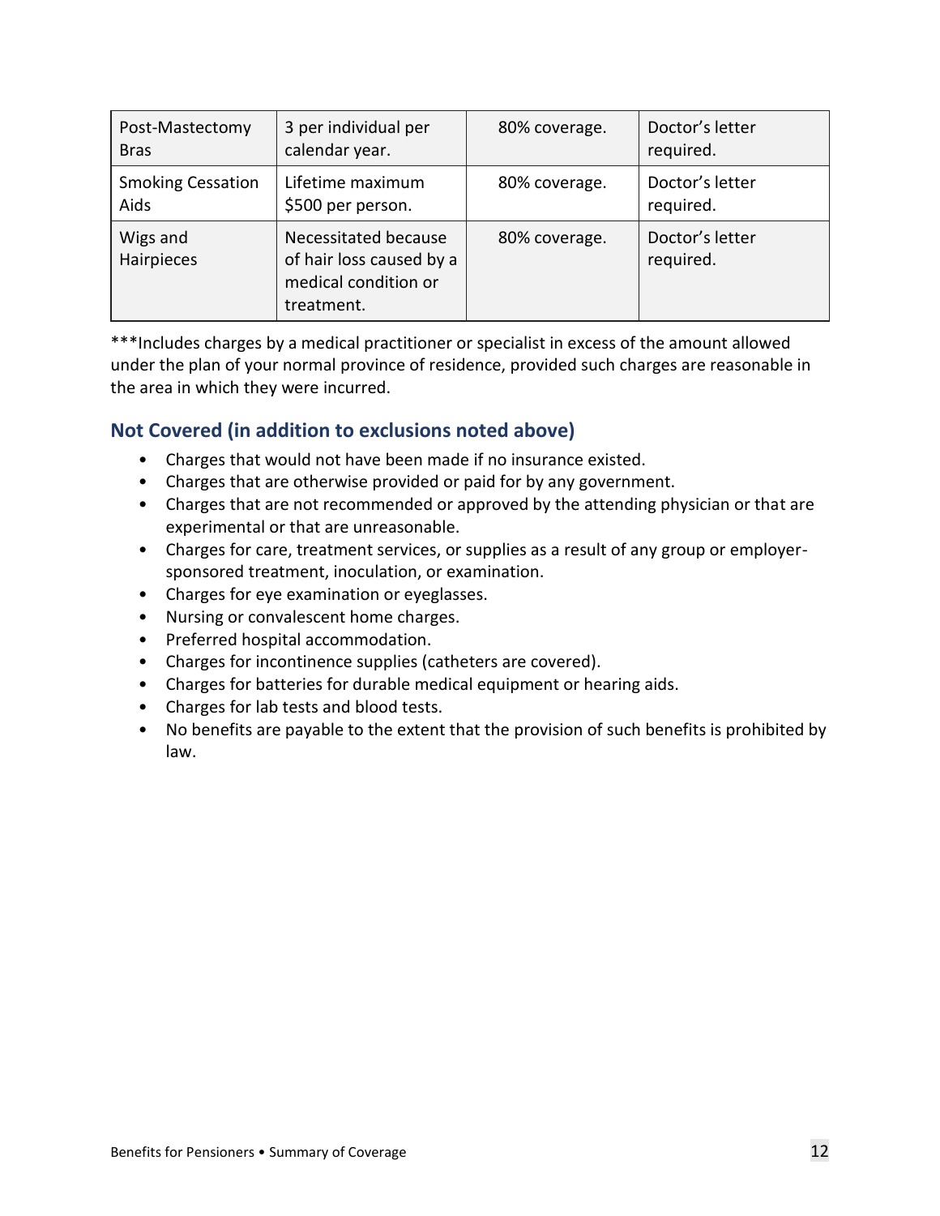| Post-Mastectomy Bras | 3 per individual per calendar year. | 80% coverage. | Doctor's letter required. |
|---|---|---|---|
| Smoking Cessation Aids | Lifetime maximum $500 per person. | 80% coverage. | Doctor's letter required. |
| Wigs and Hairpieces | Necessitated because of hair loss caused by a medical condition or treatment. | 80% coverage. | Doctor's letter required. |

***Includes charges by a medical practitioner or specialist in excess of the amount allowed under the plan of your normal province of residence, provided such charges are reasonable in the area in which they were incurred.

## Not Covered (in addition to exclusions noted above)

- Charges that would not have been made if no insurance existed.
- Charges that are otherwise provided or paid for by any government.
- Charges that are not recommended or approved by the attending physician or that are experimental or that are unreasonable.
- Charges for care, treatment services, or supplies as a result of any group or employer-sponsored treatment, inoculation, or examination.
- Charges for eye examination or eyeglasses.
- Nursing or convalescent home charges.
- Preferred hospital accommodation.
- Charges for incontinence supplies (catheters are covered).
- Charges for batteries for durable medical equipment or hearing aids.
- Charges for lab tests and blood tests.
- No benefits are payable to the extent that the provision of such benefits is prohibited by law.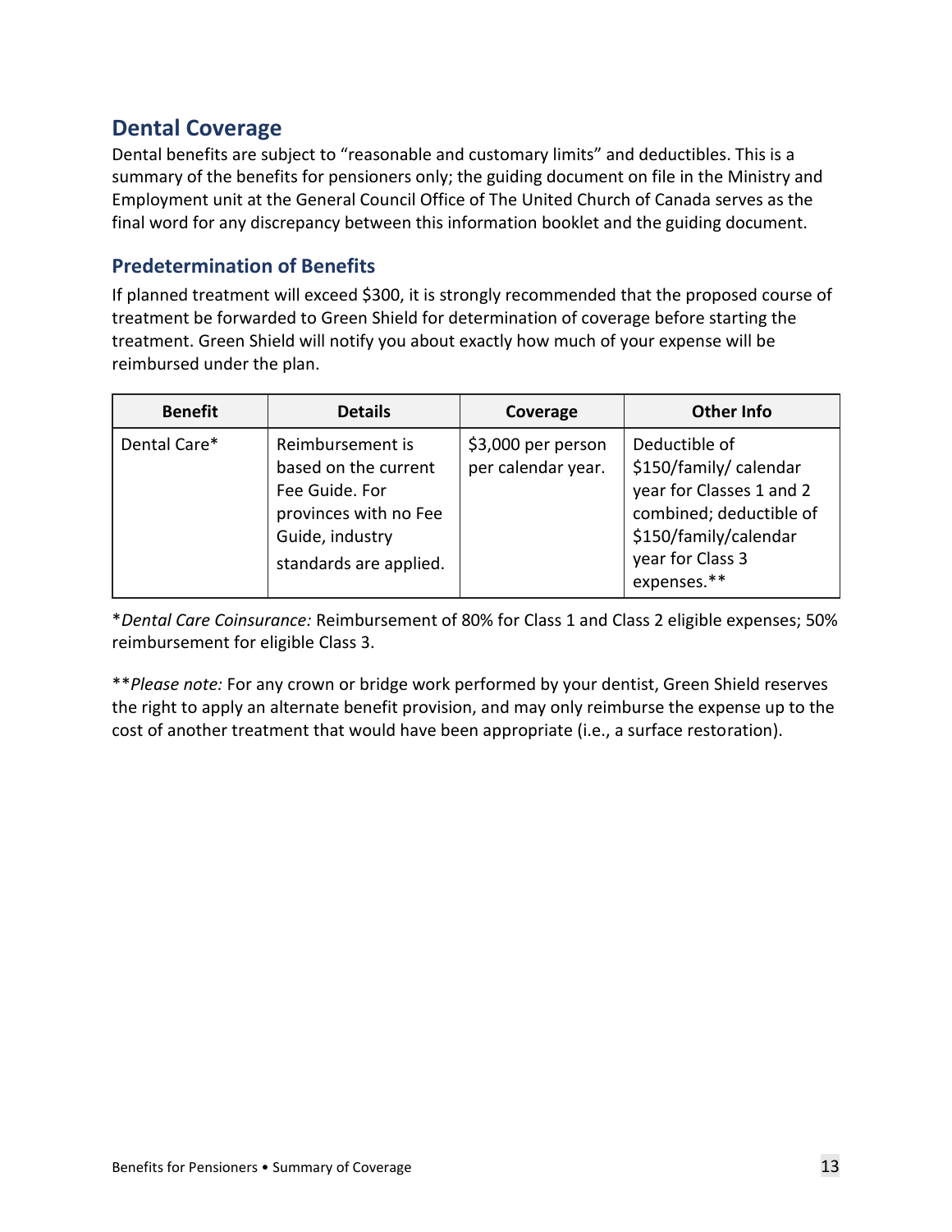## Dental Coverage

Dental benefits are subject to "reasonable and customary limits" and deductibles. This is a summary of the benefits for pensioners only; the guiding document on file in the Ministry and Employment unit at the General Council Office of The United Church of Canada serves as the final word for any discrepancy between this information booklet and the guiding document.

### Predetermination of Benefits

If planned treatment will exceed $300, it is strongly recommended that the proposed course of treatment be forwarded to Green Shield for determination of coverage before starting the treatment. Green Shield will notify you about exactly how much of your expense will be reimbursed under the plan.

| Benefit | Details | Coverage | Other Info |
| --- | --- | --- | --- |
| Dental Care* | Reimbursement is based on the current Fee Guide. For provinces with no Fee Guide, industry standards are applied. | $3,000 per person per calendar year. | Deductible of $150/family/ calendar year for Classes 1 and 2 combined; deductible of $150/family/calendar year for Class 3 expenses.** |

**Dental Care Coinsurance:* Reimbursement of 80% for Class 1 and Class 2 eligible expenses; 50% reimbursement for eligible Class 3.

***Please note:* For any crown or bridge work performed by your dentist, Green Shield reserves the right to apply an alternate benefit provision, and may only reimburse the expense up to the cost of another treatment that would have been appropriate (i.e., a surface restoration).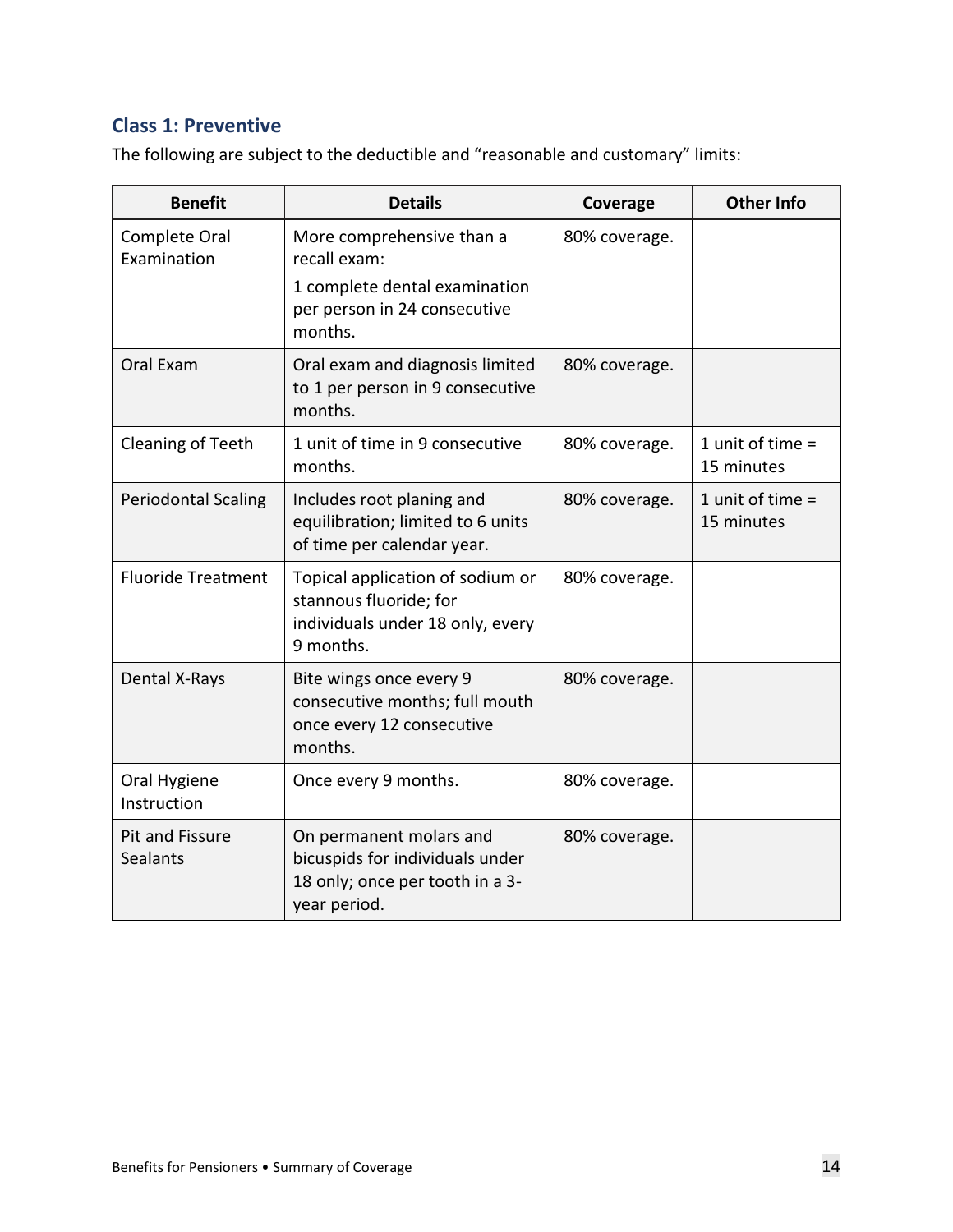## Class 1: Preventive

The following are subject to the deductible and "reasonable and customary" limits:

| Benefit | Details | Coverage | Other Info |
| --- | --- | --- | --- |
| Complete Oral Examination | More comprehensive than a recall exam:<br>1 complete dental examination per person in 24 consecutive months. | 80% coverage. | |
| Oral Exam | Oral exam and diagnosis limited to 1 per person in 9 consecutive months. | 80% coverage. | |
| Cleaning of Teeth | 1 unit of time in 9 consecutive months. | 80% coverage. | 1 unit of time = 15 minutes |
| Periodontal Scaling | Includes root planing and equilibration; limited to 6 units of time per calendar year. | 80% coverage. | 1 unit of time = 15 minutes |
| Fluoride Treatment | Topical application of sodium or stannous fluoride; for individuals under 18 only, every 9 months. | 80% coverage. | |
| Dental X-Rays | Bite wings once every 9 consecutive months; full mouth once every 12 consecutive months. | 80% coverage. | |
| Oral Hygiene Instruction | Once every 9 months. | 80% coverage. | |
| Pit and Fissure Sealants | On permanent molars and bicuspids for individuals under 18 only; once per tooth in a 3-year period. | 80% coverage. | |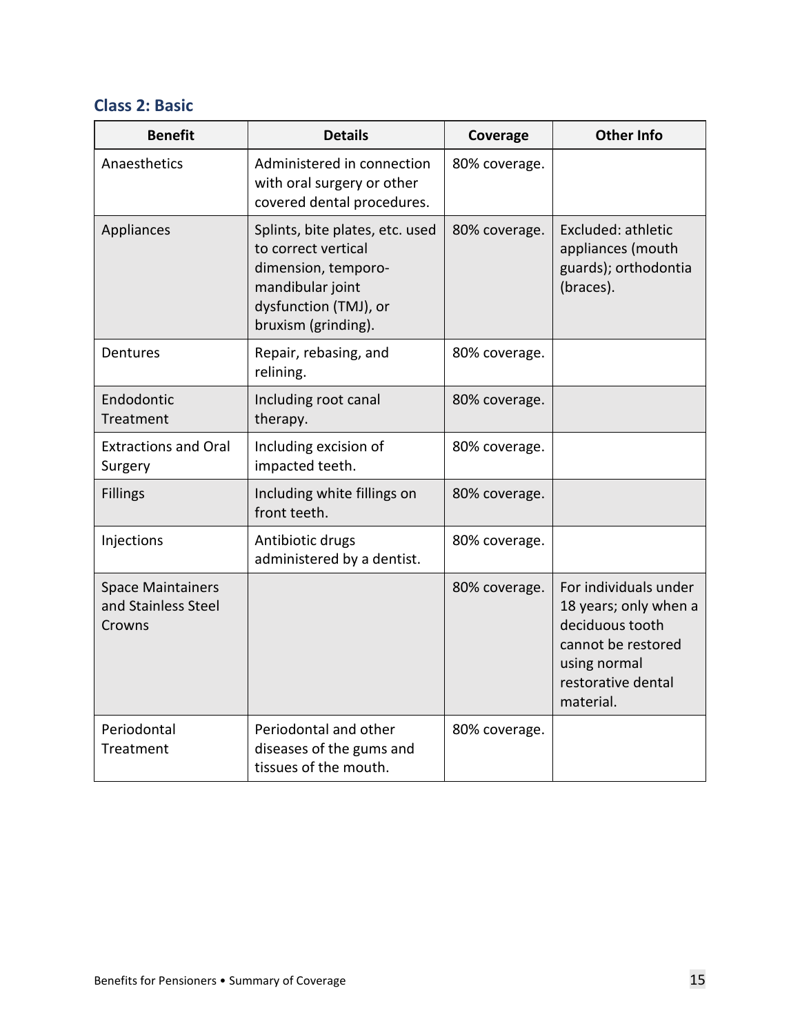### Class 2: Basic

| Benefit | Details | Coverage | Other Info |
|---|---|---|---|
| Anaesthetics | Administered in connection with oral surgery or other covered dental procedures. | 80% coverage. | |
| Appliances | Splints, bite plates, etc. used to correct vertical dimension, temporo-mandibular joint dysfunction (TMJ), or bruxism (grinding). | 80% coverage. | Excluded: athletic appliances (mouth guards); orthodontia (braces). |
| Dentures | Repair, rebasing, and relining. | 80% coverage. | |
| Endodontic Treatment | Including root canal therapy. | 80% coverage. | |
| Extractions and Oral Surgery | Including excision of impacted teeth. | 80% coverage. | |
| Fillings | Including white fillings on front teeth. | 80% coverage. | |
| Injections | Antibiotic drugs administered by a dentist. | 80% coverage. | |
| Space Maintainers and Stainless Steel Crowns | | 80% coverage. | For individuals under 18 years; only when a deciduous tooth cannot be restored using normal restorative dental material. |
| Periodontal Treatment | Periodontal and other diseases of the gums and tissues of the mouth. | 80% coverage. | |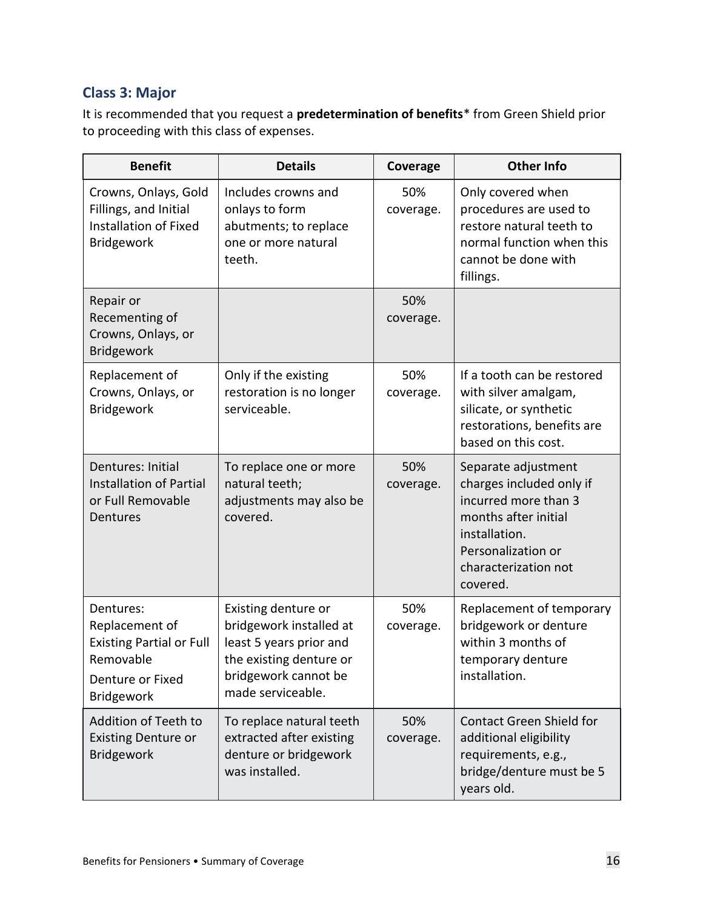### Class 3: Major

It is recommended that you request a **predetermination of benefits*** from Green Shield prior to proceeding with this class of expenses.

| Benefit | Details | Coverage | Other Info |
| --- | --- | --- | --- |
| Crowns, Onlays, Gold Fillings, and Initial Installation of Fixed Bridgework | Includes crowns and onlays to form abutments; to replace one or more natural teeth. | 50% coverage. | Only covered when procedures are used to restore natural teeth to normal function when this cannot be done with fillings. |
| Repair or Recementing of Crowns, Onlays, or Bridgework | | 50% coverage. | |
| Replacement of Crowns, Onlays, or Bridgework | Only if the existing restoration is no longer serviceable. | 50% coverage. | If a tooth can be restored with silver amalgam, silicate, or synthetic restorations, benefits are based on this cost. |
| Dentures: Initial Installation of Partial or Full Removable Dentures | To replace one or more natural teeth; adjustments may also be covered. | 50% coverage. | Separate adjustment charges included only if incurred more than 3 months after initial installation. Personalization or characterization not covered. |
| Dentures: Replacement of Existing Partial or Full Removable Denture or Fixed Bridgework | Existing denture or bridgework installed at least 5 years prior and the existing denture or bridgework cannot be made serviceable. | 50% coverage. | Replacement of temporary bridgework or denture within 3 months of temporary denture installation. |
| Addition of Teeth to Existing Denture or Bridgework | To replace natural teeth extracted after existing denture or bridgework was installed. | 50% coverage. | Contact Green Shield for additional eligibility requirements, e.g., bridge/denture must be 5 years old. |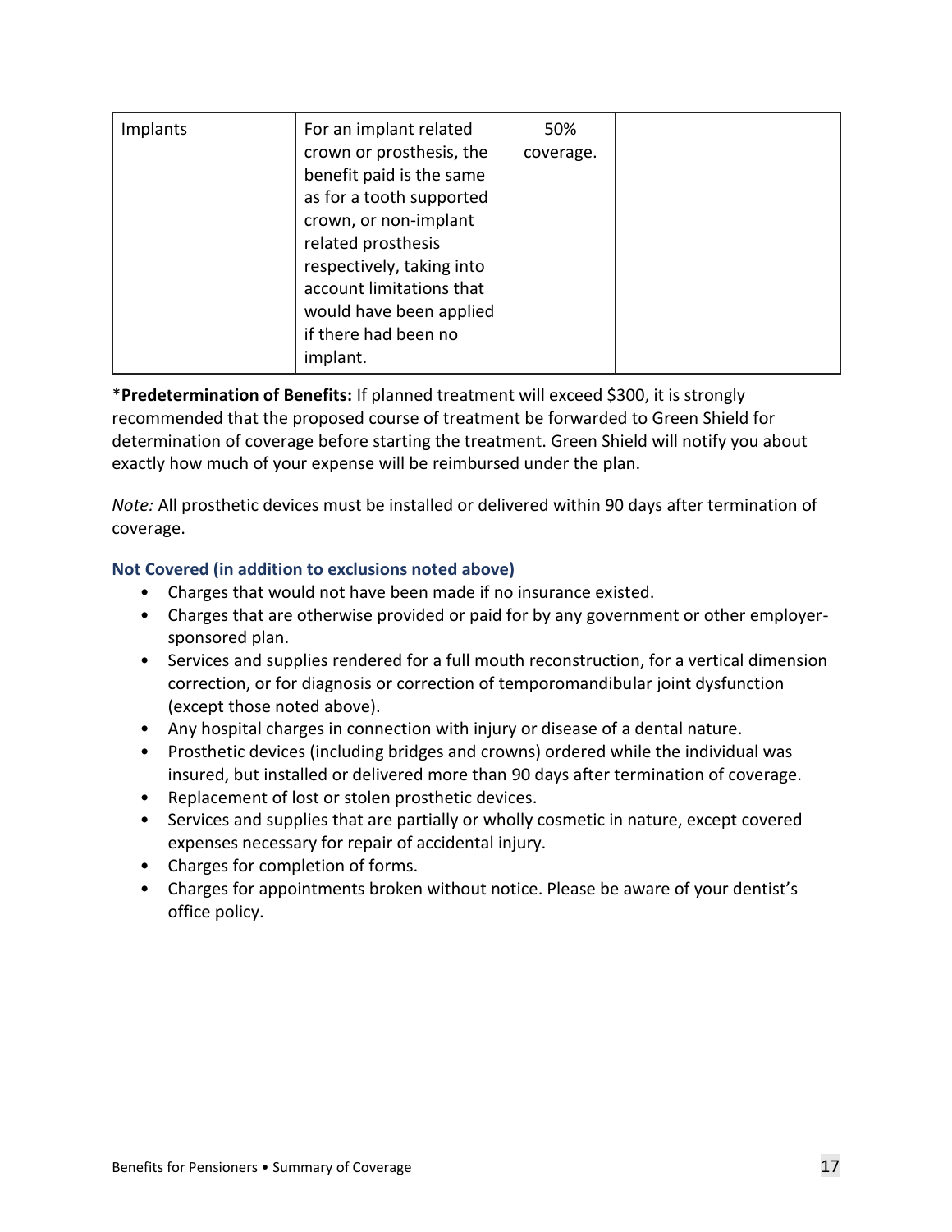| Implants | For an implant related crown or prosthesis, the benefit paid is the same as for a tooth supported crown, or non-implant related prosthesis respectively, taking into account limitations that would have been applied if there had been no implant. | 50% coverage. | |
|---|---|---|---|

*__Predetermination of Benefits:__ If planned treatment will exceed $300, it is strongly recommended that the proposed course of treatment be forwarded to Green Shield for determination of coverage before starting the treatment. Green Shield will notify you about exactly how much of your expense will be reimbursed under the plan.

*Note:* All prosthetic devices must be installed or delivered within 90 days after termination of coverage.

### Not Covered (in addition to exclusions noted above)

- Charges that would not have been made if no insurance existed.
- Charges that are otherwise provided or paid for by any government or other employer-sponsored plan.
- Services and supplies rendered for a full mouth reconstruction, for a vertical dimension correction, or for diagnosis or correction of temporomandibular joint dysfunction (except those noted above).
- Any hospital charges in connection with injury or disease of a dental nature.
- Prosthetic devices (including bridges and crowns) ordered while the individual was insured, but installed or delivered more than 90 days after termination of coverage.
- Replacement of lost or stolen prosthetic devices.
- Services and supplies that are partially or wholly cosmetic in nature, except covered expenses necessary for repair of accidental injury.
- Charges for completion of forms.
- Charges for appointments broken without notice. Please be aware of your dentist's office policy.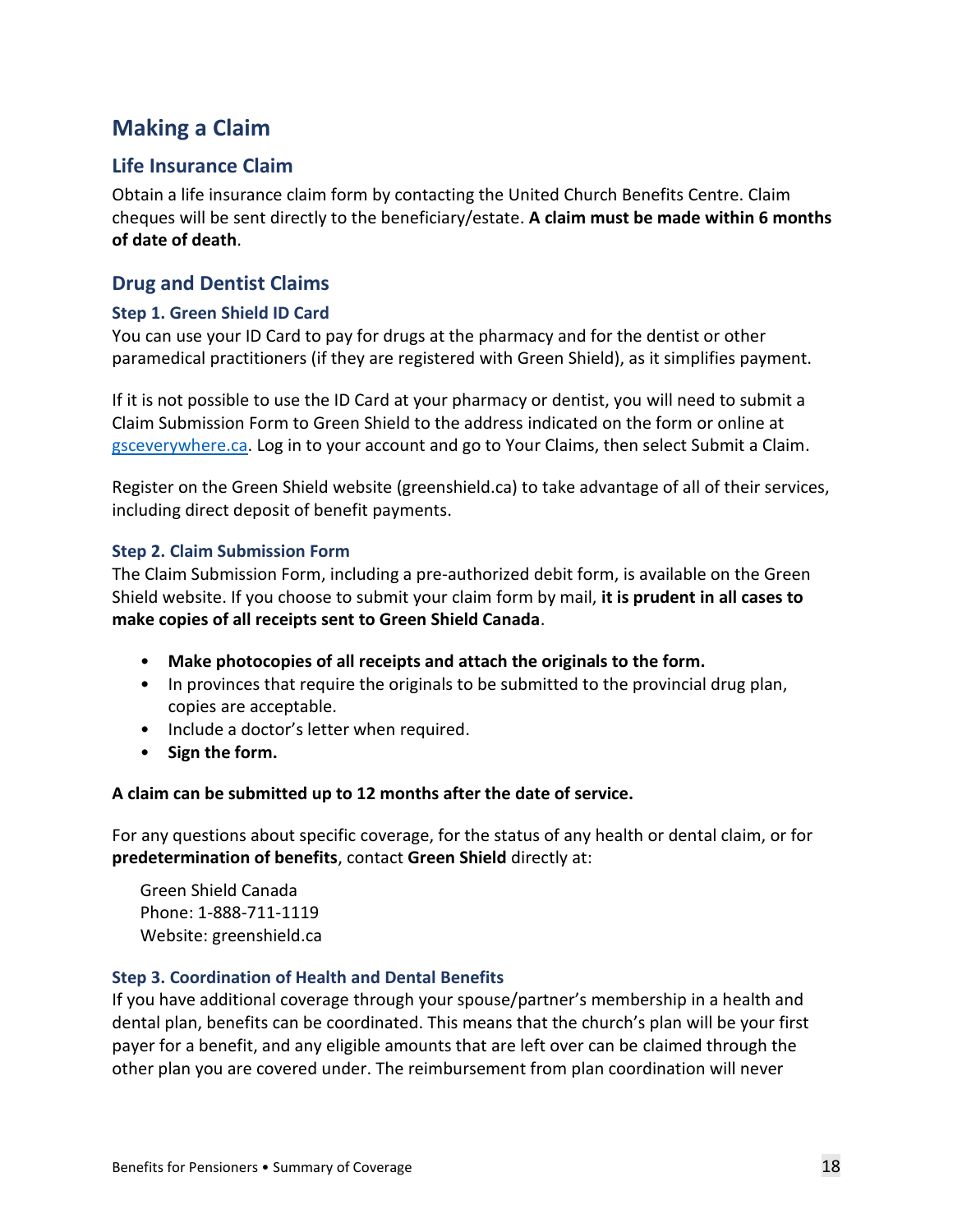## Making a Claim

### Life Insurance Claim

Obtain a life insurance claim form by contacting the United Church Benefits Centre. Claim cheques will be sent directly to the beneficiary/estate. **A claim must be made within 6 months of date of death**.

### Drug and Dentist Claims

#### Step 1. Green Shield ID Card

You can use your ID Card to pay for drugs at the pharmacy and for the dentist or other paramedical practitioners (if they are registered with Green Shield), as it simplifies payment.

If it is not possible to use the ID Card at your pharmacy or dentist, you will need to submit a Claim Submission Form to Green Shield to the address indicated on the form or online at [gsceverywhere.ca](gsceverywhere.ca). Log in to your account and go to Your Claims, then select Submit a Claim.

Register on the Green Shield website (greenshield.ca) to take advantage of all of their services, including direct deposit of benefit payments.

#### Step 2. Claim Submission Form

The Claim Submission Form, including a pre-authorized debit form, is available on the Green Shield website. If you choose to submit your claim form by mail, **it is prudent in all cases to make copies of all receipts sent to Green Shield Canada**.

- **Make photocopies of all receipts and attach the originals to the form.**
- In provinces that require the originals to be submitted to the provincial drug plan, copies are acceptable.
- Include a doctor's letter when required.
- **Sign the form.**

**A claim can be submitted up to 12 months after the date of service.**

For any questions about specific coverage, for the status of any health or dental claim, or for **predetermination of benefits**, contact **Green Shield** directly at:

Green Shield Canada
Phone: 1-888-711-1119
Website: greenshield.ca

#### Step 3. Coordination of Health and Dental Benefits

If you have additional coverage through your spouse/partner's membership in a health and dental plan, benefits can be coordinated. This means that the church's plan will be your first payer for a benefit, and any eligible amounts that are left over can be claimed through the other plan you are covered under. The reimbursement from plan coordination will never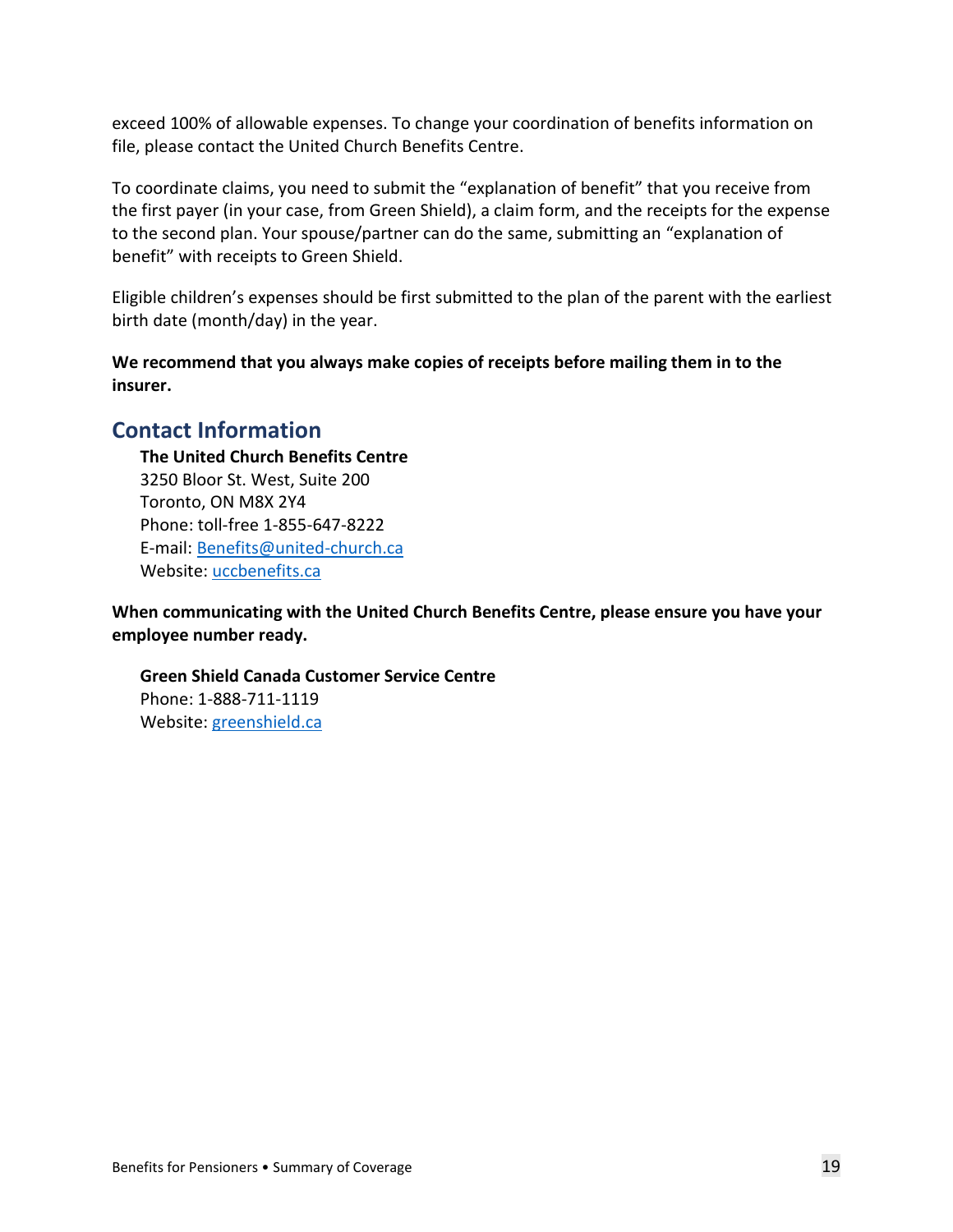exceed 100% of allowable expenses. To change your coordination of benefits information on file, please contact the United Church Benefits Centre.

To coordinate claims, you need to submit the "explanation of benefit" that you receive from the first payer (in your case, from Green Shield), a claim form, and the receipts for the expense to the second plan. Your spouse/partner can do the same, submitting an "explanation of benefit" with receipts to Green Shield.

Eligible children's expenses should be first submitted to the plan of the parent with the earliest birth date (month/day) in the year.

**We recommend that you always make copies of receipts before mailing them in to the insurer.**

## Contact Information

**The United Church Benefits Centre**
3250 Bloor St. West, Suite 200
Toronto, ON M8X 2Y4
Phone: toll-free 1-855-647-8222
E-mail: Benefits@united-church.ca
Website: uccbenefits.ca

**When communicating with the United Church Benefits Centre, please ensure you have your employee number ready.**

**Green Shield Canada Customer Service Centre**
Phone: 1-888-711-1119
Website: greenshield.ca